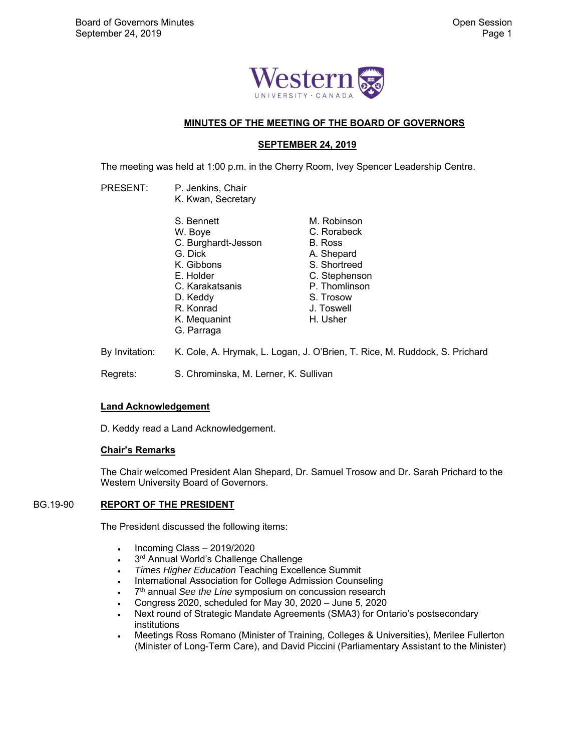**MINUTES OF THE MEETING OF THE BOARD OF GOVERNORS**

**SEPTEMBER 24, 2019**

The meeting was held at 1:00 p.m. in the Cherry Room, Ivey Spencer Leadership Centre.

PRESENT: P. Jenkins, Chair
K. Kwan, Secretary

S. Bennett
W. Boye
C. Burghardt-Jesson
G. Dick
K. Gibbons
E. Holder
C. Karakatsanis
D. Keddy
R. Konrad
K. Mequanint
G. Parraga
M. Robinson
C. Rorabeck
B. Ross
A. Shepard
S. Shortreed
C. Stephenson
P. Thomlinson
S. Trosow
J. Toswell
H. Usher

By Invitation: K. Cole, A. Hrymak, L. Logan, J. O'Brien, T. Rice, M. Ruddock, S. Prichard

Regrets: S. Chrominska, M. Lerner, K. Sullivan

**Land Acknowledgement**

D. Keddy read a Land Acknowledgement.

**Chair's Remarks**

The Chair welcomed President Alan Shepard, Dr. Samuel Trosow and Dr. Sarah Prichard to the Western University Board of Governors.

BG.19-90 **REPORT OF THE PRESIDENT**

The President discussed the following items:

- Incoming Class – 2019/2020
- 3rd Annual World's Challenge Challenge
- *Times Higher Education* Teaching Excellence Summit
- International Association for College Admission Counseling
- 7th annual *See the Line* symposium on concussion research
- Congress 2020, scheduled for May 30, 2020 – June 5, 2020
- Next round of Strategic Mandate Agreements (SMA3) for Ontario's postsecondary institutions
- Meetings Ross Romano (Minister of Training, Colleges & Universities), Merilee Fullerton (Minister of Long-Term Care), and David Piccini (Parliamentary Assistant to the Minister)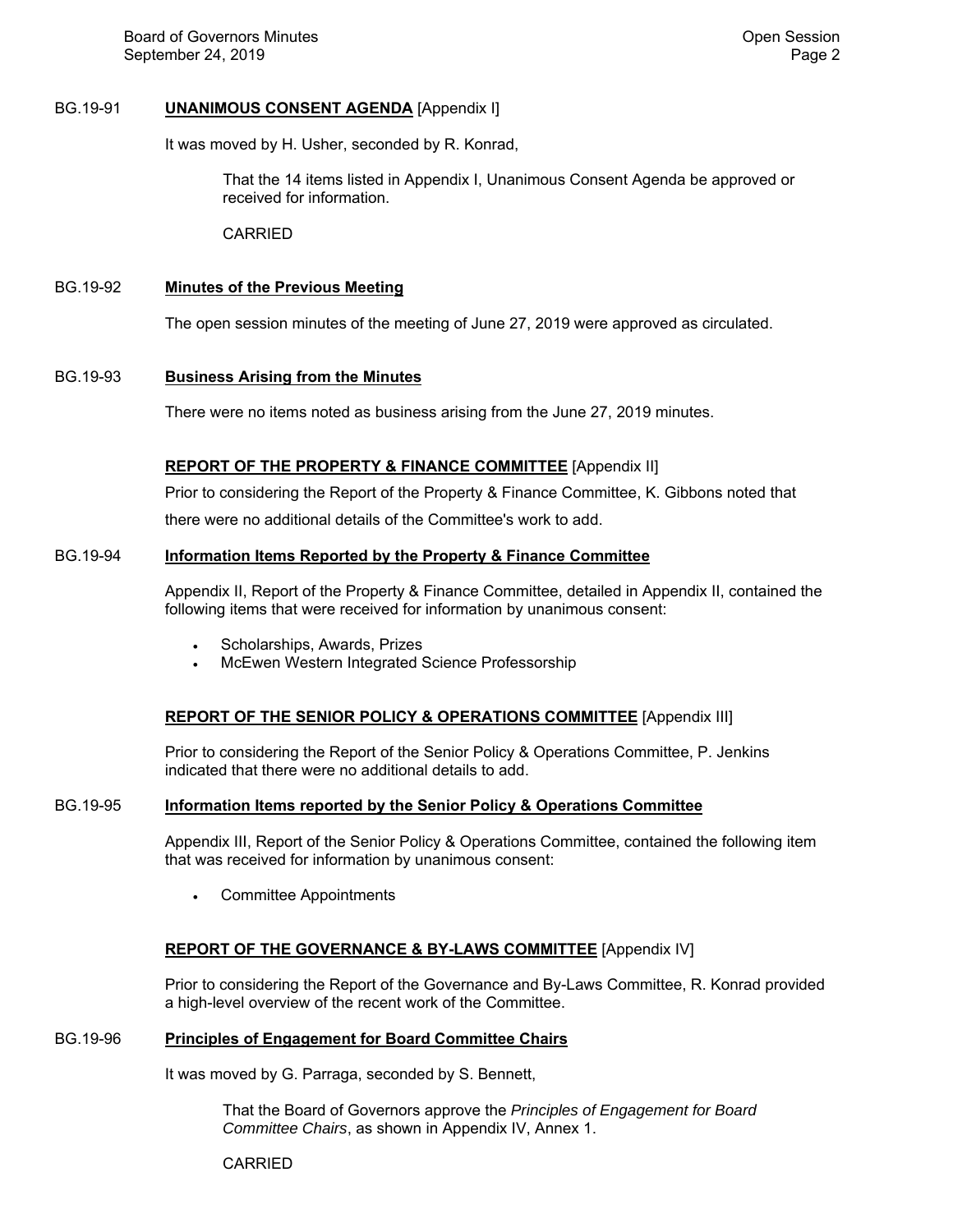BG.19-91 **UNANIMOUS CONSENT AGENDA** [Appendix I]

It was moved by H. Usher, seconded by R. Konrad,

> That the 14 items listed in Appendix I, Unanimous Consent Agenda be approved or received for information.
>
> CARRIED

BG.19-92 **Minutes of the Previous Meeting**

The open session minutes of the meeting of June 27, 2019 were approved as circulated.

BG.19-93 **Business Arising from the Minutes**

There were no items noted as business arising from the June 27, 2019 minutes.

**REPORT OF THE PROPERTY & FINANCE COMMITTEE** [Appendix II]

Prior to considering the Report of the Property & Finance Committee, K. Gibbons noted that there were no additional details of the Committee's work to add.

BG.19-94 **Information Items Reported by the Property & Finance Committee**

Appendix II, Report of the Property & Finance Committee, detailed in Appendix II, contained the following items that were received for information by unanimous consent:

- Scholarships, Awards, Prizes
- McEwen Western Integrated Science Professorship

**REPORT OF THE SENIOR POLICY & OPERATIONS COMMITTEE** [Appendix III]

Prior to considering the Report of the Senior Policy & Operations Committee, P. Jenkins indicated that there were no additional details to add.

BG.19-95 **Information Items reported by the Senior Policy & Operations Committee**

Appendix III, Report of the Senior Policy & Operations Committee, contained the following item that was received for information by unanimous consent:

- Committee Appointments

**REPORT OF THE GOVERNANCE & BY-LAWS COMMITTEE** [Appendix IV]

Prior to considering the Report of the Governance and By-Laws Committee, R. Konrad provided a high-level overview of the recent work of the Committee.

BG.19-96 **Principles of Engagement for Board Committee Chairs**

It was moved by G. Parraga, seconded by S. Bennett,

> That the Board of Governors approve the *Principles of Engagement for Board Committee Chairs*, as shown in Appendix IV, Annex 1.
>
> CARRIED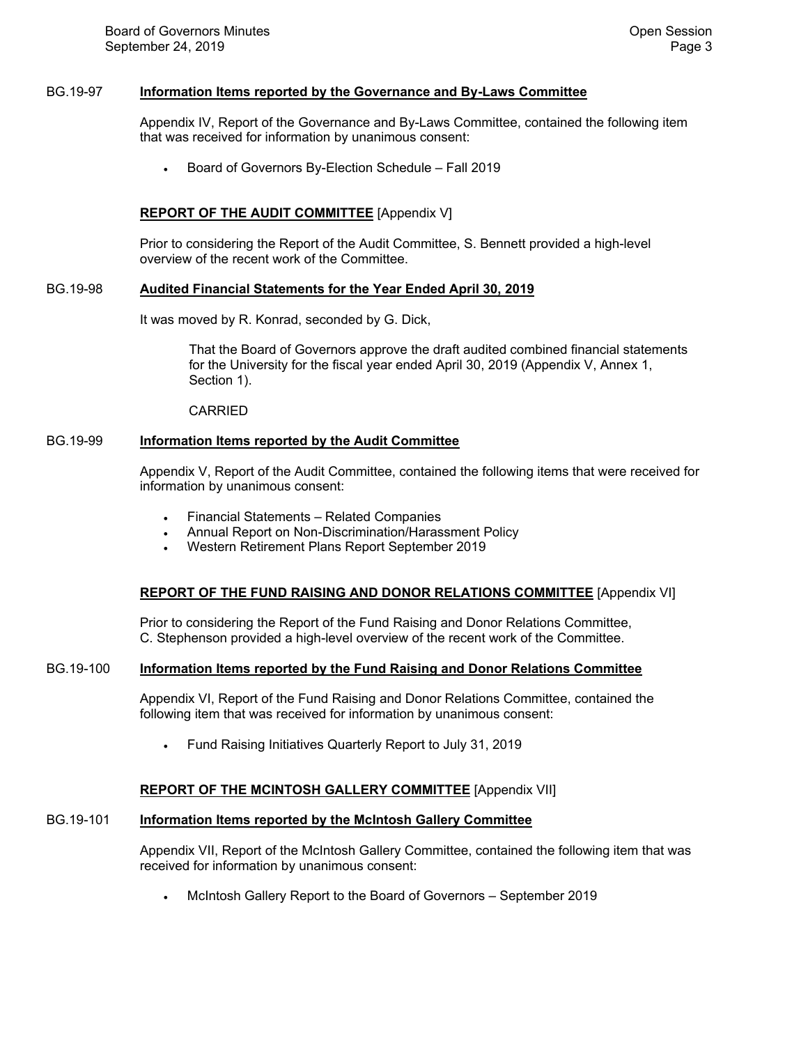**BG.19-97 Information Items reported by the Governance and By-Laws Committee**

Appendix IV, Report of the Governance and By-Laws Committee, contained the following item that was received for information by unanimous consent:

- Board of Governors By-Election Schedule – Fall 2019

## REPORT OF THE AUDIT COMMITTEE [Appendix V]

Prior to considering the Report of the Audit Committee, S. Bennett provided a high-level overview of the recent work of the Committee.

**BG.19-98 Audited Financial Statements for the Year Ended April 30, 2019**

It was moved by R. Konrad, seconded by G. Dick,

> That the Board of Governors approve the draft audited combined financial statements for the University for the fiscal year ended April 30, 2019 (Appendix V, Annex 1, Section 1).
>
> CARRIED

**BG.19-99 Information Items reported by the Audit Committee**

Appendix V, Report of the Audit Committee, contained the following items that were received for information by unanimous consent:

- Financial Statements – Related Companies
- Annual Report on Non-Discrimination/Harassment Policy
- Western Retirement Plans Report September 2019

## REPORT OF THE FUND RAISING AND DONOR RELATIONS COMMITTEE [Appendix VI]

Prior to considering the Report of the Fund Raising and Donor Relations Committee, C. Stephenson provided a high-level overview of the recent work of the Committee.

**BG.19-100 Information Items reported by the Fund Raising and Donor Relations Committee**

Appendix VI, Report of the Fund Raising and Donor Relations Committee, contained the following item that was received for information by unanimous consent:

- Fund Raising Initiatives Quarterly Report to July 31, 2019

## REPORT OF THE MCINTOSH GALLERY COMMITTEE [Appendix VII]

**BG.19-101 Information Items reported by the McIntosh Gallery Committee**

Appendix VII, Report of the McIntosh Gallery Committee, contained the following item that was received for information by unanimous consent:

- McIntosh Gallery Report to the Board of Governors – September 2019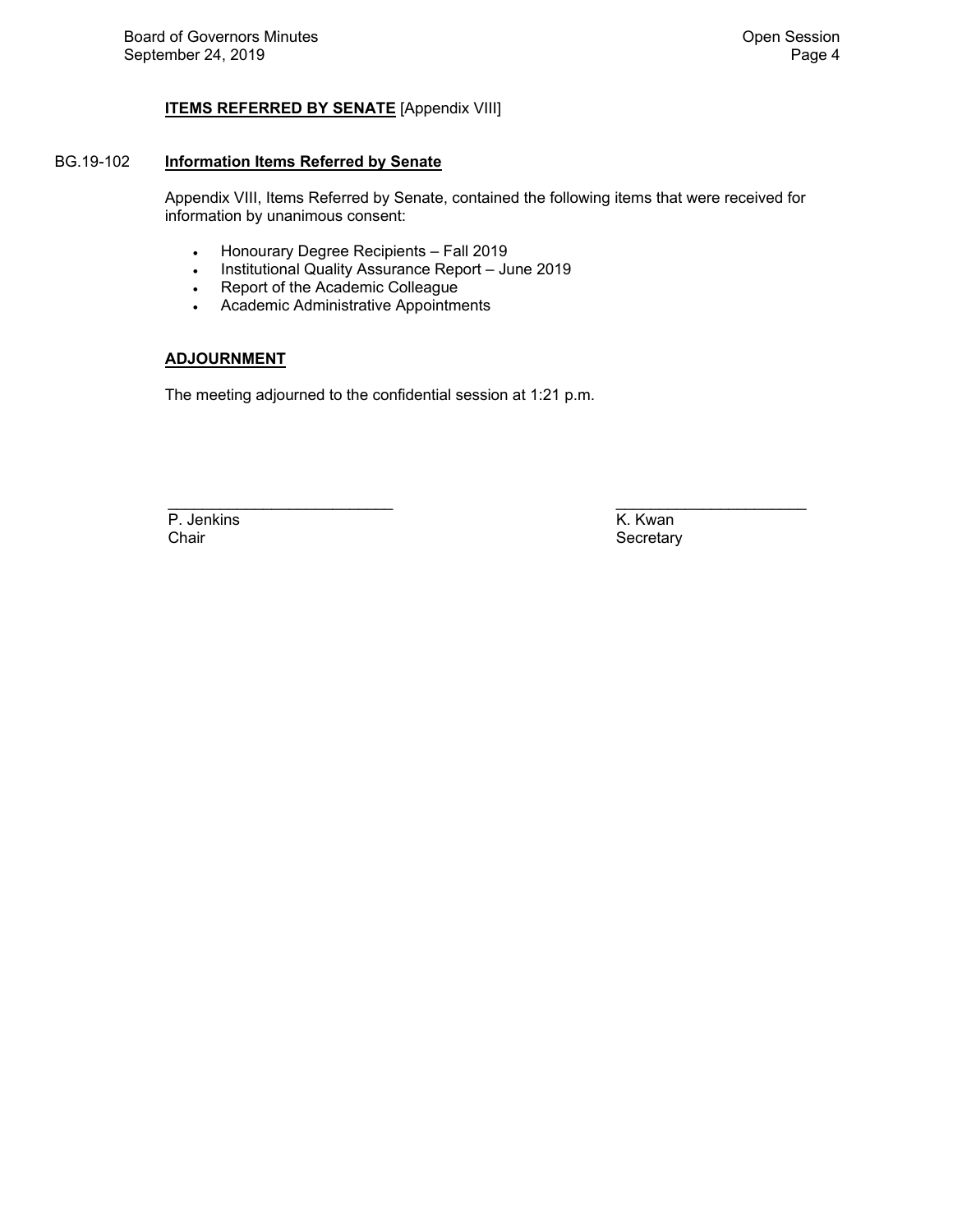**ITEMS REFERRED BY SENATE** [Appendix VIII]

BG.19-102 **Information Items Referred by Senate**

Appendix VIII, Items Referred by Senate, contained the following items that were received for information by unanimous consent:

- Honourary Degree Recipients – Fall 2019
- Institutional Quality Assurance Report – June 2019
- Report of the Academic Colleague
- Academic Administrative Appointments

**ADJOURNMENT**

The meeting adjourned to the confidential session at 1:21 p.m.

| | |
|---|---|
| \_\_\_\_\_\_\_\_\_\_\_\_\_\_\_\_\_\_\_\_\_\_\_\_\_\_ | \_\_\_\_\_\_\_\_\_\_\_\_\_\_\_\_\_\_\_\_\_\_ |
| P. Jenkins | K. Kwan |
| Chair | Secretary |